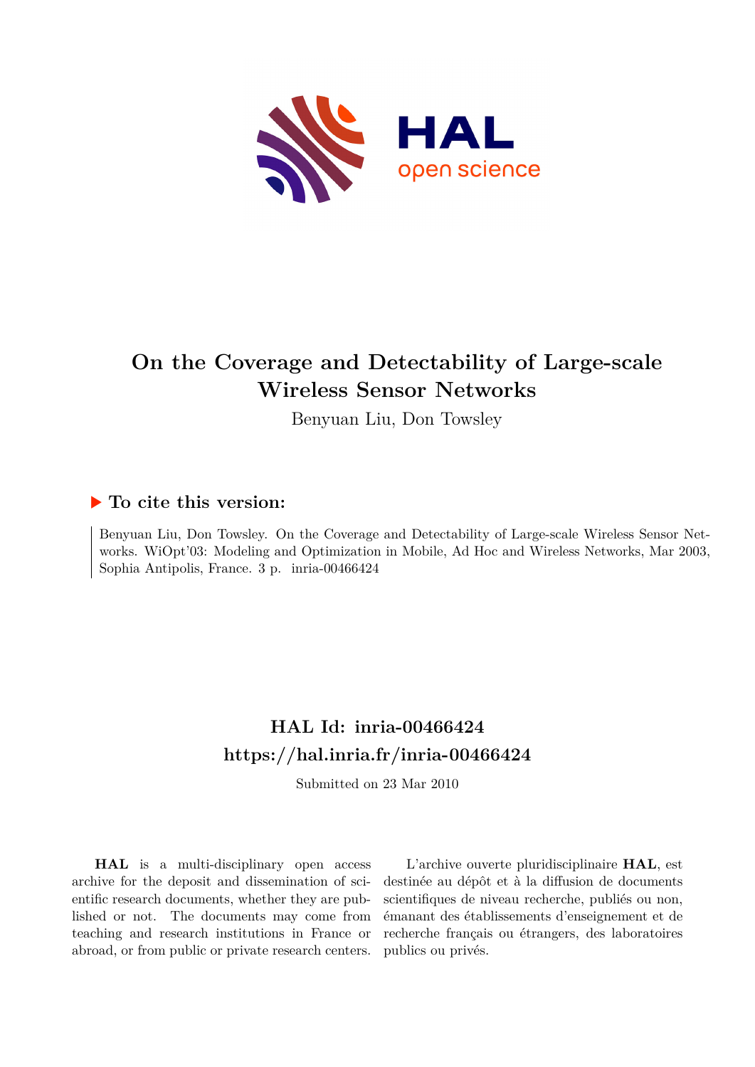# On the Coverage and Detectability of Large-scale Wireless Sensor Networks

Benyuan Liu, Don Towsley

## ▶ To cite this version:

Benyuan Liu, Don Towsley. On the Coverage and Detectability of Large-scale Wireless Sensor Networks. WiOpt'03: Modeling and Optimization in Mobile, Ad Hoc and Wireless Networks, Mar 2003, Sophia Antipolis, France. 3 p. inria-00466424

## HAL Id: inria-00466424
## https://hal.inria.fr/inria-00466424

Submitted on 23 Mar 2010

**HAL** is a multi-disciplinary open access archive for the deposit and dissemination of scientific research documents, whether they are published or not. The documents may come from teaching and research institutions in France or abroad, or from public or private research centers.

L'archive ouverte pluridisciplinaire **HAL**, est destinée au dépôt et à la diffusion de documents scientifiques de niveau recherche, publiés ou non, émanant des établissements d'enseignement et de recherche français ou étrangers, des laboratoires publics ou privés.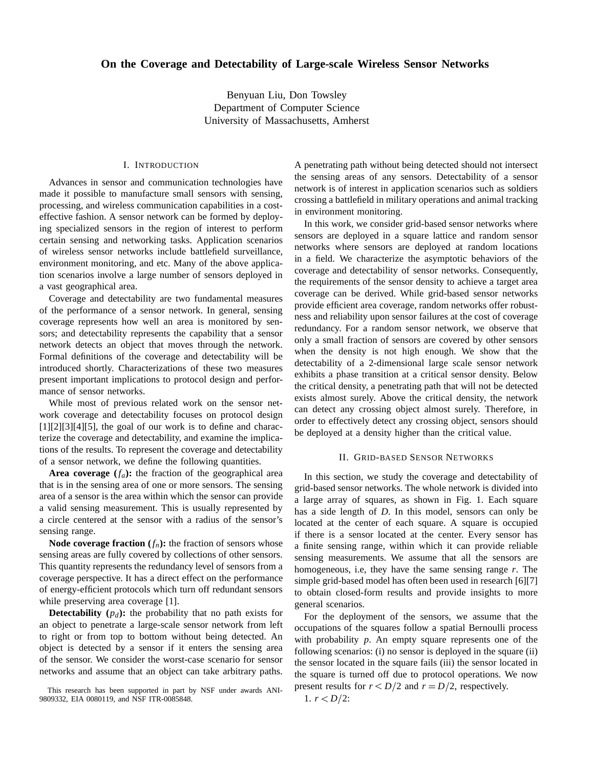# On the Coverage and Detectability of Large-scale Wireless Sensor Networks

Benyuan Liu, Don Towsley
Department of Computer Science
University of Massachusetts, Amherst

## I. Introduction

Advances in sensor and communication technologies have made it possible to manufacture small sensors with sensing, processing, and wireless communication capabilities in a cost-effective fashion. A sensor network can be formed by deploying specialized sensors in the region of interest to perform certain sensing and networking tasks. Application scenarios of wireless sensor networks include battlefield surveillance, environment monitoring, and etc. Many of the above application scenarios involve a large number of sensors deployed in a vast geographical area.

Coverage and detectability are two fundamental measures of the performance of a sensor network. In general, sensing coverage represents how well an area is monitored by sensors; and detectability represents the capability that a sensor network detects an object that moves through the network. Formal definitions of the coverage and detectability will be introduced shortly. Characterizations of these two measures present important implications to protocol design and performance of sensor networks.

While most of previous related work on the sensor network coverage and detectability focuses on protocol design [1][2][3][4][5], the goal of our work is to define and characterize the coverage and detectability, and examine the implications of the results. To represent the coverage and detectability of a sensor network, we define the following quantities.

**Area coverage ($f_a$):** the fraction of the geographical area that is in the sensing area of one or more sensors. The sensing area of a sensor is the area within which the sensor can provide a valid sensing measurement. This is usually represented by a circle centered at the sensor with a radius of the sensor's sensing range.

**Node coverage fraction ($f_n$):** the fraction of sensors whose sensing areas are fully covered by collections of other sensors. This quantity represents the redundancy level of sensors from a coverage perspective. It has a direct effect on the performance of energy-efficient protocols which turn off redundant sensors while preserving area coverage [1].

**Detectability ($p_d$):** the probability that no path exists for an object to penetrate a large-scale sensor network from left to right or from top to bottom without being detected. An object is detected by a sensor if it enters the sensing area of the sensor. We consider the worst-case scenario for sensor networks and assume that an object can take arbitrary paths. A penetrating path without being detected should not intersect the sensing areas of any sensors. Detectability of a sensor network is of interest in application scenarios such as soldiers crossing a battlefield in military operations and animal tracking in environment monitoring.

In this work, we consider grid-based sensor networks where sensors are deployed in a square lattice and random sensor networks where sensors are deployed at random locations in a field. We characterize the asymptotic behaviors of the coverage and detectability of sensor networks. Consequently, the requirements of the sensor density to achieve a target area coverage can be derived. While grid-based sensor networks provide efficient area coverage, random networks offer robustness and reliability upon sensor failures at the cost of coverage redundancy. For a random sensor network, we observe that only a small fraction of sensors are covered by other sensors when the density is not high enough. We show that the detectability of a 2-dimensional large scale sensor network exhibits a phase transition at a critical sensor density. Below the critical density, a penetrating path that will not be detected exists almost surely. Above the critical density, the network can detect any crossing object almost surely. Therefore, in order to effectively detect any crossing object, sensors should be deployed at a density higher than the critical value.

## II. Grid-based Sensor Networks

In this section, we study the coverage and detectability of grid-based sensor networks. The whole network is divided into a large array of squares, as shown in Fig. 1. Each square has a side length of $D$. In this model, sensors can only be located at the center of each square. A square is occupied if there is a sensor located at the center. Every sensor has a finite sensing range, within which it can provide reliable sensing measurements. We assume that all the sensors are homogeneous, i.e, they have the same sensing range $r$. The simple grid-based model has often been used in research [6][7] to obtain closed-form results and provide insights to more general scenarios.

For the deployment of the sensors, we assume that the occupations of the squares follow a spatial Bernoulli process with probability $p$. An empty square represents one of the following scenarios: (i) no sensor is deployed in the square (ii) the sensor located in the square fails (iii) the sensor located in the square is turned off due to protocol operations. We now present results for $r < D/2$ and $r = D/2$, respectively.

1. $r < D/2$:

This research has been supported in part by NSF under awards ANI-9809332, EIA 0080119, and NSF ITR-0085848.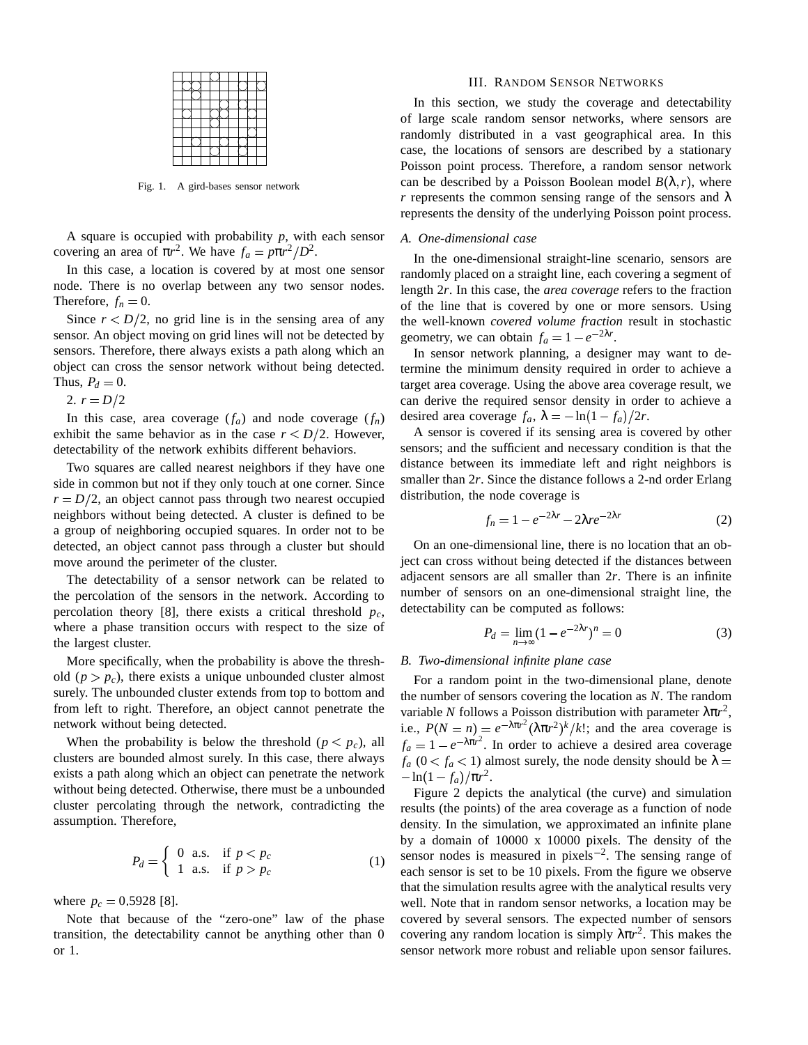Fig. 1. A gird-bases sensor network

A square is occupied with probability $p$, with each sensor covering an area of $\pi r^2$. We have $f_a = p\pi r^2/D^2$.

In this case, a location is covered by at most one sensor node. There is no overlap between any two sensor nodes. Therefore, $f_n = 0$.

Since $r < D/2$, no grid line is in the sensing area of any sensor. An object moving on grid lines will not be detected by sensors. Therefore, there always exists a path along which an object can cross the sensor network without being detected. Thus, $P_d = 0$.

2. $r = D/2$

In this case, area coverage ($f_a$) and node coverage ($f_n$) exhibit the same behavior as in the case $r < D/2$. However, detectability of the network exhibits different behaviors.

Two squares are called nearest neighbors if they have one side in common but not if they only touch at one corner. Since $r = D/2$, an object cannot pass through two nearest occupied neighbors without being detected. A cluster is defined to be a group of neighboring occupied squares. In order not to be detected, an object cannot pass through a cluster but should move around the perimeter of the cluster.

The detectability of a sensor network can be related to the percolation of the sensors in the network. According to percolation theory [8], there exists a critical threshold $p_c$, where a phase transition occurs with respect to the size of the largest cluster.

More specifically, when the probability is above the threshold ($p > p_c$), there exists a unique unbounded cluster almost surely. The unbounded cluster extends from top to bottom and from left to right. Therefore, an object cannot penetrate the network without being detected.

When the probability is below the threshold ($p < p_c$), all clusters are bounded almost surely. In this case, there always exists a path along which an object can penetrate the network without being detected. Otherwise, there must be a unbounded cluster percolating through the network, contradicting the assumption. Therefore,

$$P_d = \begin{cases} 0 \text{ a.s.} & \text{if } p < p_c \\ 1 \text{ a.s.} & \text{if } p > p_c \end{cases} \tag{1}$$

where $p_c = 0.5928$ [8].

Note that because of the "zero-one" law of the phase transition, the detectability cannot be anything other than 0 or 1.

## III. Random Sensor Networks

In this section, we study the coverage and detectability of large scale random sensor networks, where sensors are randomly distributed in a vast geographical area. In this case, the locations of sensors are described by a stationary Poisson point process. Therefore, a random sensor network can be described by a Poisson Boolean model $B(\lambda, r)$, where $r$ represents the common sensing range of the sensors and $\lambda$ represents the density of the underlying Poisson point process.

### A. One-dimensional case

In the one-dimensional straight-line scenario, sensors are randomly placed on a straight line, each covering a segment of length $2r$. In this case, the *area coverage* refers to the fraction of the line that is covered by one or more sensors. Using the well-known *covered volume fraction* result in stochastic geometry, we can obtain $f_a = 1 - e^{-2\lambda r}$.

In sensor network planning, a designer may want to determine the minimum density required in order to achieve a target area coverage. Using the above area coverage result, we can derive the required sensor density in order to achieve a desired area coverage $f_a$, $\lambda = -\ln(1 - f_a)/2r$.

A sensor is covered if its sensing area is covered by other sensors; and the sufficient and necessary condition is that the distance between its immediate left and right neighbors is smaller than $2r$. Since the distance follows a 2-nd order Erlang distribution, the node coverage is

$$f_n = 1 - e^{-2\lambda r} - 2\lambda r e^{-2\lambda r} \tag{2}$$

On an one-dimensional line, there is no location that an object can cross without being detected if the distances between adjacent sensors are all smaller than $2r$. There is an infinite number of sensors on an one-dimensional straight line, the detectability can be computed as follows:

$$P_d = \lim_{n\to\infty} (1 - e^{-2\lambda r})^n = 0 \tag{3}$$

### B. Two-dimensional infinite plane case

For a random point in the two-dimensional plane, denote the number of sensors covering the location as $N$. The random variable $N$ follows a Poisson distribution with parameter $\lambda\pi r^2$, i.e., $P(N = n) = e^{-\lambda\pi r^2}(\lambda\pi r^2)^k/k!$; and the area coverage is $f_a = 1 - e^{-\lambda\pi r^2}$. In order to achieve a desired area coverage $f_a$ ($0 < f_a < 1$) almost surely, the node density should be $\lambda = -\ln(1 - f_a)/\pi r^2$.

Figure 2 depicts the analytical (the curve) and simulation results (the points) of the area coverage as a function of node density. In the simulation, we approximated an infinite plane by a domain of 10000 x 10000 pixels. The density of the sensor nodes is measured in pixels$^{-2}$. The sensing range of each sensor is set to be 10 pixels. From the figure we observe that the simulation results agree with the analytical results very well. Note that in random sensor networks, a location may be covered by several sensors. The expected number of sensors covering any random location is simply $\lambda\pi r^2$. This makes the sensor network more robust and reliable upon sensor failures.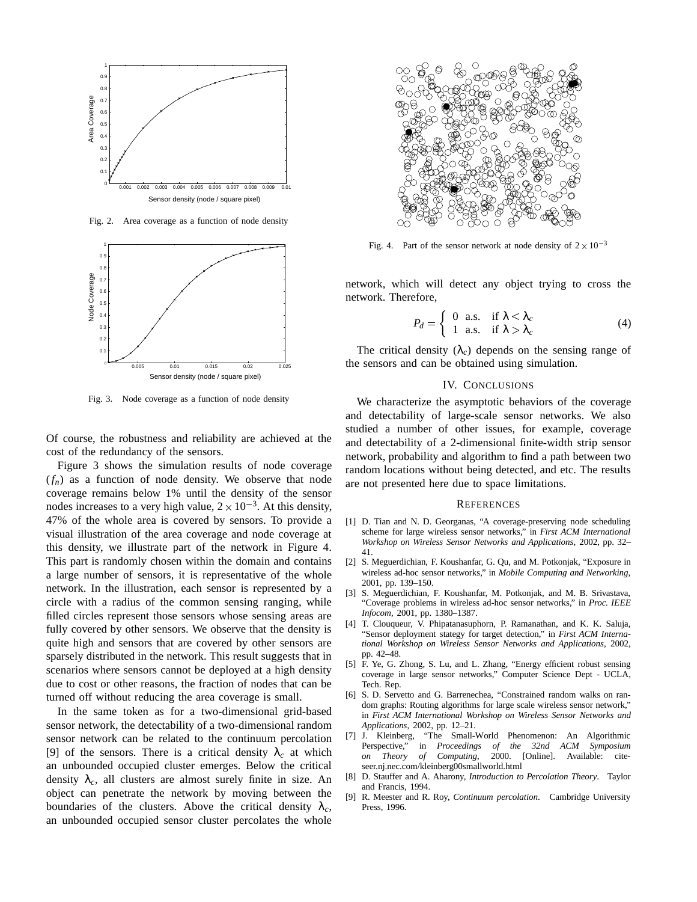Area Coverage

Sensor density (node / square pixel)

0 0.1 0.2 0.3 0.4 0.5 0.6 0.7 0.8 0.9 1

0.001 0.002 0.003 0.004 0.005 0.006 0.007 0.008 0.009 0.01

Fig. 2. Area coverage as a function of node density

Node Coverage

Sensor density (node / square pixel)

0 0.1 0.2 0.3 0.4 0.5 0.6 0.7 0.8 0.9 1

0.005 0.01 0.015 0.02 0.025

Fig. 3. Node coverage as a function of node density

Of course, the robustness and reliability are achieved at the cost of the redundancy of the sensors.

Figure 3 shows the simulation results of node coverage ($f_n$) as a function of node density. We observe that node coverage remains below 1% until the density of the sensor nodes increases to a very high value, $2 \times 10^{-3}$. At this density, 47% of the whole area is covered by sensors. To provide a visual illustration of the area coverage and node coverage at this density, we illustrate part of the network in Figure 4. This part is randomly chosen within the domain and contains a large number of sensors, it is representative of the whole network. In the illustration, each sensor is represented by a circle with a radius of the common sensing ranging, while filled circles represent those sensors whose sensing areas are fully covered by other sensors. We observe that the density is quite high and sensors that are covered by other sensors are sparsely distributed in the network. This result suggests that in scenarios where sensors cannot be deployed at a high density due to cost or other reasons, the fraction of nodes that can be turned off without reducing the area coverage is small.

In the same token as for a two-dimensional grid-based sensor network, the detectability of a two-dimensional random sensor network can be related to the continuum percolation [9] of the sensors. There is a critical density $\lambda_c$ at which an unbounded occupied cluster emerges. Below the critical density $\lambda_c$, all clusters are almost surely finite in size. An object can penetrate the network by moving between the boundaries of the clusters. Above the critical density $\lambda_c$, an unbounded occupied sensor cluster percolates the whole network, which will detect any object trying to cross the network. Therefore,

$$P_d = \begin{cases} 0 \text{ a.s.} & \text{if } \lambda < \lambda_c \\ 1 \text{ a.s.} & \text{if } \lambda > \lambda_c \end{cases} \tag{4}$$

The critical density ($\lambda_c$) depends on the sensing range of the sensors and can be obtained using simulation.

Fig. 4. Part of the sensor network at node density of $2 \times 10^{-3}$

## IV. Conclusions

We characterize the asymptotic behaviors of the coverage and detectability of large-scale sensor networks. We also studied a number of other issues, for example, coverage and detectability of a 2-dimensional finite-width strip sensor network, probability and algorithm to find a path between two random locations without being detected, and etc. The results are not presented here due to space limitations.

## References

[1] D. Tian and N. D. Georganas, "A coverage-preserving node scheduling scheme for large wireless sensor networks," in *First ACM International Workshop on Wireless Sensor Networks and Applications*, 2002, pp. 32–41.

[2] S. Meguerdichian, F. Koushanfar, G. Qu, and M. Potkonjak, "Exposure in wireless ad-hoc sensor networks," in *Mobile Computing and Networking*, 2001, pp. 139–150.

[3] S. Meguerdichian, F. Koushanfar, M. Potkonjak, and M. B. Srivastava, "Coverage problems in wireless ad-hoc sensor networks," in *Proc. IEEE Infocom*, 2001, pp. 1380–1387.

[4] T. Clouqueur, V. Phipatanasuphorn, P. Ramanathan, and K. K. Saluja, "Sensor deployment stategy for target detection," in *First ACM International Workshop on Wireless Sensor Networks and Applications*, 2002, pp. 42–48.

[5] F. Ye, G. Zhong, S. Lu, and L. Zhang, "Energy efficient robust sensing coverage in large sensor networks," Computer Science Dept - UCLA, Tech. Rep.

[6] S. D. Servetto and G. Barrenechea, "Constrained random walks on random graphs: Routing algorithms for large scale wireless sensor network," in *First ACM International Workshop on Wireless Sensor Networks and Applications*, 2002, pp. 12–21.

[7] J. Kleinberg, "The Small-World Phenomenon: An Algorithmic Perspective," in *Proceedings of the 32nd ACM Symposium on Theory of Computing*, 2000. [Online]. Available: citeseer.nj.nec.com/kleinberg00smallworld.html

[8] D. Stauffer and A. Aharony, *Introduction to Percolation Theory*. Taylor and Francis, 1994.

[9] R. Meester and R. Roy, *Continuum percolation*. Cambridge University Press, 1996.